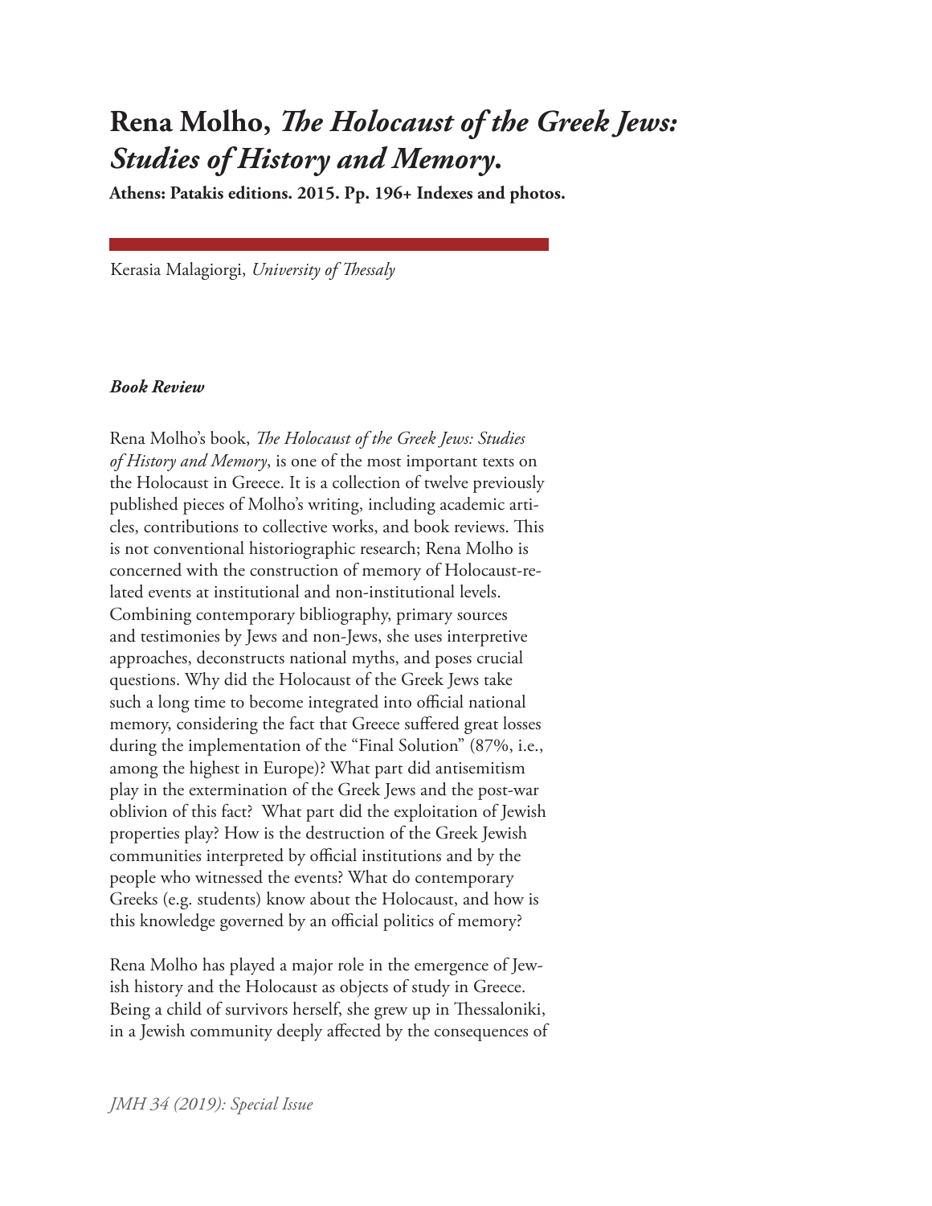# Rena Molho, *The Holocaust of the Greek Jews: Studies of History and Memory*.

**Athens: Patakis editions. 2015. Pp. 196+ Indexes and photos.**

Kerasia Malagiorgi, *University of Thessaly*

***Book Review***

Rena Molho's book, *The Holocaust of the Greek Jews: Studies of History and Memory*, is one of the most important texts on the Holocaust in Greece. It is a collection of twelve previously published pieces of Molho's writing, including academic articles, contributions to collective works, and book reviews. This is not conventional historiographic research; Rena Molho is concerned with the construction of memory of Holocaust-related events at institutional and non-institutional levels. Combining contemporary bibliography, primary sources and testimonies by Jews and non-Jews, she uses interpretive approaches, deconstructs national myths, and poses crucial questions. Why did the Holocaust of the Greek Jews take such a long time to become integrated into official national memory, considering the fact that Greece suffered great losses during the implementation of the "Final Solution" (87%, i.e., among the highest in Europe)? What part did antisemitism play in the extermination of the Greek Jews and the post-war oblivion of this fact? What part did the exploitation of Jewish properties play? How is the destruction of the Greek Jewish communities interpreted by official institutions and by the people who witnessed the events? What do contemporary Greeks (e.g. students) know about the Holocaust, and how is this knowledge governed by an official politics of memory?

Rena Molho has played a major role in the emergence of Jewish history and the Holocaust as objects of study in Greece. Being a child of survivors herself, she grew up in Thessaloniki, in a Jewish community deeply affected by the consequences of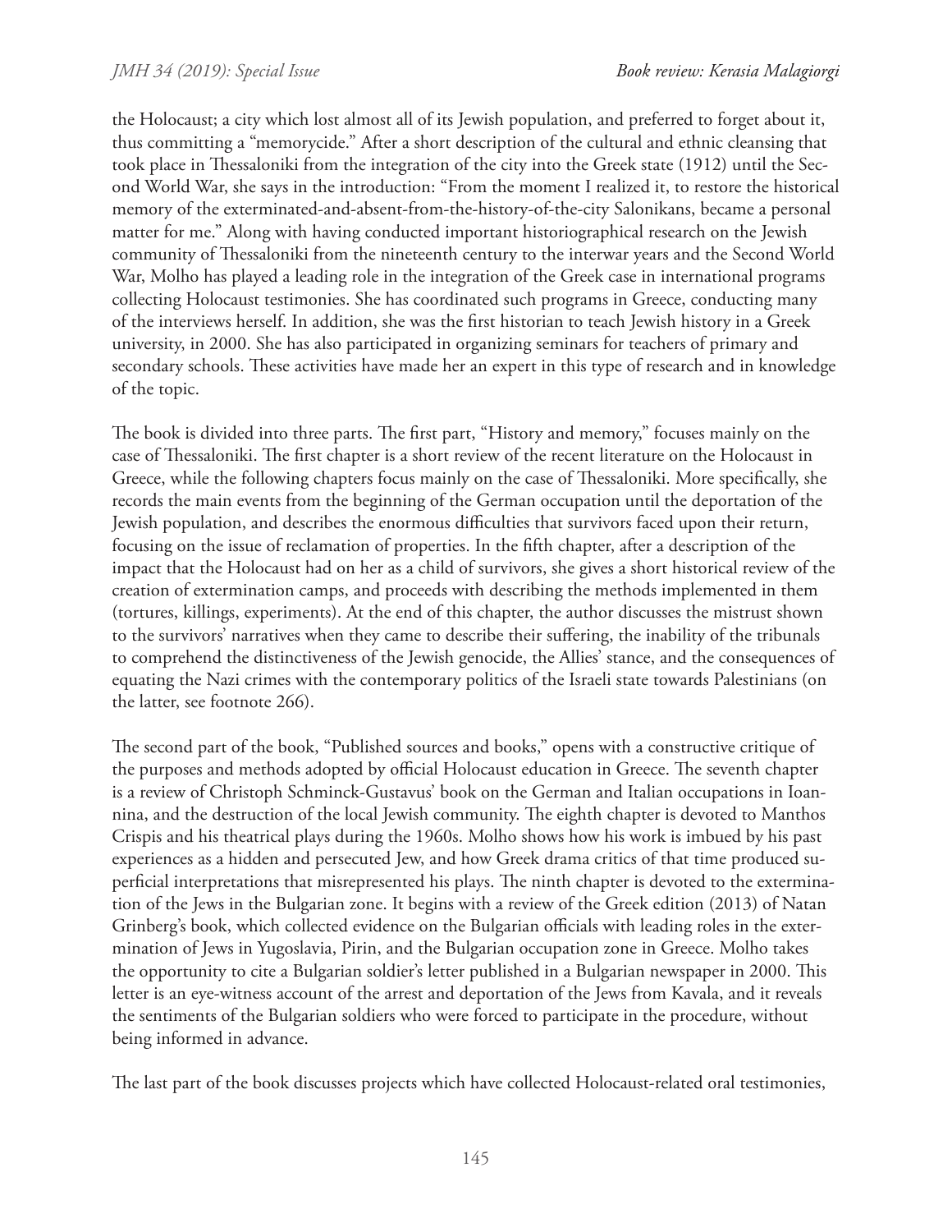the Holocaust; a city which lost almost all of its Jewish population, and preferred to forget about it, thus committing a "memorycide." After a short description of the cultural and ethnic cleansing that took place in Thessaloniki from the integration of the city into the Greek state (1912) until the Second World War, she says in the introduction: "From the moment I realized it, to restore the historical memory of the exterminated-and-absent-from-the-history-of-the-city Salonikans, became a personal matter for me." Along with having conducted important historiographical research on the Jewish community of Thessaloniki from the nineteenth century to the interwar years and the Second World War, Molho has played a leading role in the integration of the Greek case in international programs collecting Holocaust testimonies. She has coordinated such programs in Greece, conducting many of the interviews herself. In addition, she was the first historian to teach Jewish history in a Greek university, in 2000. She has also participated in organizing seminars for teachers of primary and secondary schools. These activities have made her an expert in this type of research and in knowledge of the topic.

The book is divided into three parts. The first part, "History and memory," focuses mainly on the case of Thessaloniki. The first chapter is a short review of the recent literature on the Holocaust in Greece, while the following chapters focus mainly on the case of Thessaloniki. More specifically, she records the main events from the beginning of the German occupation until the deportation of the Jewish population, and describes the enormous difficulties that survivors faced upon their return, focusing on the issue of reclamation of properties. In the fifth chapter, after a description of the impact that the Holocaust had on her as a child of survivors, she gives a short historical review of the creation of extermination camps, and proceeds with describing the methods implemented in them (tortures, killings, experiments). At the end of this chapter, the author discusses the mistrust shown to the survivors' narratives when they came to describe their suffering, the inability of the tribunals to comprehend the distinctiveness of the Jewish genocide, the Allies' stance, and the consequences of equating the Nazi crimes with the contemporary politics of the Israeli state towards Palestinians (on the latter, see footnote 266).

The second part of the book, "Published sources and books," opens with a constructive critique of the purposes and methods adopted by official Holocaust education in Greece. The seventh chapter is a review of Christoph Schminck-Gustavus' book on the German and Italian occupations in Ioannina, and the destruction of the local Jewish community. The eighth chapter is devoted to Manthos Crispis and his theatrical plays during the 1960s. Molho shows how his work is imbued by his past experiences as a hidden and persecuted Jew, and how Greek drama critics of that time produced superficial interpretations that misrepresented his plays. The ninth chapter is devoted to the extermination of the Jews in the Bulgarian zone. It begins with a review of the Greek edition (2013) of Natan Grinberg's book, which collected evidence on the Bulgarian officials with leading roles in the extermination of Jews in Yugoslavia, Pirin, and the Bulgarian occupation zone in Greece. Molho takes the opportunity to cite a Bulgarian soldier's letter published in a Bulgarian newspaper in 2000. This letter is an eye-witness account of the arrest and deportation of the Jews from Kavala, and it reveals the sentiments of the Bulgarian soldiers who were forced to participate in the procedure, without being informed in advance.

The last part of the book discusses projects which have collected Holocaust-related oral testimonies,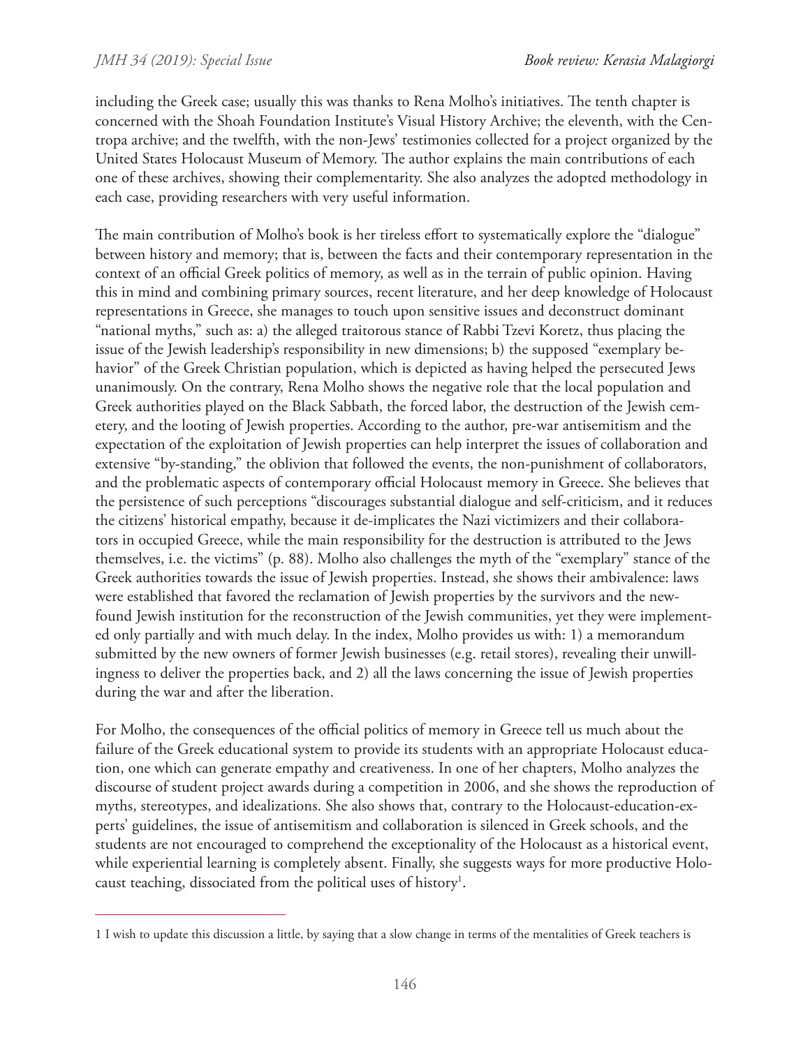including the Greek case; usually this was thanks to Rena Molho's initiatives. The tenth chapter is concerned with the Shoah Foundation Institute's Visual History Archive; the eleventh, with the Centropa archive; and the twelfth, with the non-Jews' testimonies collected for a project organized by the United States Holocaust Museum of Memory. The author explains the main contributions of each one of these archives, showing their complementarity. She also analyzes the adopted methodology in each case, providing researchers with very useful information.

The main contribution of Molho's book is her tireless effort to systematically explore the "dialogue" between history and memory; that is, between the facts and their contemporary representation in the context of an official Greek politics of memory, as well as in the terrain of public opinion. Having this in mind and combining primary sources, recent literature, and her deep knowledge of Holocaust representations in Greece, she manages to touch upon sensitive issues and deconstruct dominant "national myths," such as: a) the alleged traitorous stance of Rabbi Tzevi Koretz, thus placing the issue of the Jewish leadership's responsibility in new dimensions; b) the supposed "exemplary behavior" of the Greek Christian population, which is depicted as having helped the persecuted Jews unanimously. On the contrary, Rena Molho shows the negative role that the local population and Greek authorities played on the Black Sabbath, the forced labor, the destruction of the Jewish cemetery, and the looting of Jewish properties. According to the author, pre-war antisemitism and the expectation of the exploitation of Jewish properties can help interpret the issues of collaboration and extensive "by-standing," the oblivion that followed the events, the non-punishment of collaborators, and the problematic aspects of contemporary official Holocaust memory in Greece. She believes that the persistence of such perceptions "discourages substantial dialogue and self-criticism, and it reduces the citizens' historical empathy, because it de-implicates the Nazi victimizers and their collaborators in occupied Greece, while the main responsibility for the destruction is attributed to the Jews themselves, i.e. the victims" (p. 88). Molho also challenges the myth of the "exemplary" stance of the Greek authorities towards the issue of Jewish properties. Instead, she shows their ambivalence: laws were established that favored the reclamation of Jewish properties by the survivors and the newfound Jewish institution for the reconstruction of the Jewish communities, yet they were implemented only partially and with much delay. In the index, Molho provides us with: 1) a memorandum submitted by the new owners of former Jewish businesses (e.g. retail stores), revealing their unwillingness to deliver the properties back, and 2) all the laws concerning the issue of Jewish properties during the war and after the liberation.

For Molho, the consequences of the official politics of memory in Greece tell us much about the failure of the Greek educational system to provide its students with an appropriate Holocaust education, one which can generate empathy and creativeness. In one of her chapters, Molho analyzes the discourse of student project awards during a competition in 2006, and she shows the reproduction of myths, stereotypes, and idealizations. She also shows that, contrary to the Holocaust-education-experts' guidelines, the issue of antisemitism and collaboration is silenced in Greek schools, and the students are not encouraged to comprehend the exceptionality of the Holocaust as a historical event, while experiential learning is completely absent. Finally, she suggests ways for more productive Holocaust teaching, dissociated from the political uses of history[1].

---

1 I wish to update this discussion a little, by saying that a slow change in terms of the mentalities of Greek teachers is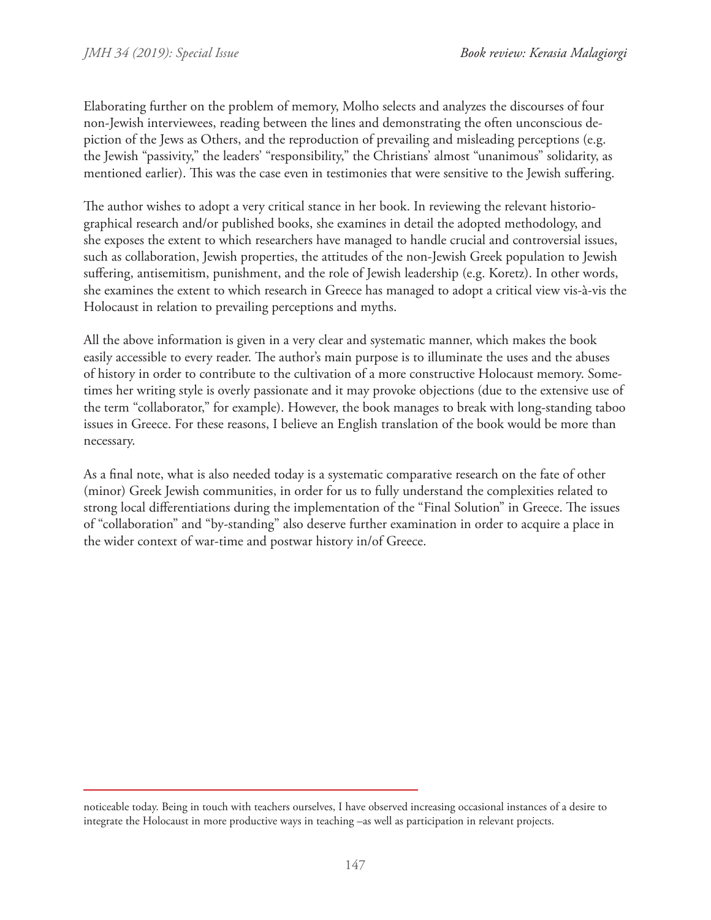Elaborating further on the problem of memory, Molho selects and analyzes the discourses of four non-Jewish interviewees, reading between the lines and demonstrating the often unconscious depiction of the Jews as Others, and the reproduction of prevailing and misleading perceptions (e.g. the Jewish "passivity," the leaders' "responsibility," the Christians' almost "unanimous" solidarity, as mentioned earlier). This was the case even in testimonies that were sensitive to the Jewish suffering.

The author wishes to adopt a very critical stance in her book. In reviewing the relevant historiographical research and/or published books, she examines in detail the adopted methodology, and she exposes the extent to which researchers have managed to handle crucial and controversial issues, such as collaboration, Jewish properties, the attitudes of the non-Jewish Greek population to Jewish suffering, antisemitism, punishment, and the role of Jewish leadership (e.g. Koretz). In other words, she examines the extent to which research in Greece has managed to adopt a critical view vis-à-vis the Holocaust in relation to prevailing perceptions and myths.

All the above information is given in a very clear and systematic manner, which makes the book easily accessible to every reader. The author's main purpose is to illuminate the uses and the abuses of history in order to contribute to the cultivation of a more constructive Holocaust memory. Sometimes her writing style is overly passionate and it may provoke objections (due to the extensive use of the term "collaborator," for example). However, the book manages to break with long-standing taboo issues in Greece. For these reasons, I believe an English translation of the book would be more than necessary.

As a final note, what is also needed today is a systematic comparative research on the fate of other (minor) Greek Jewish communities, in order for us to fully understand the complexities related to strong local differentiations during the implementation of the "Final Solution" in Greece. The issues of "collaboration" and "by-standing" also deserve further examination in order to acquire a place in the wider context of war-time and postwar history in/of Greece.

---

noticeable today. Being in touch with teachers ourselves, I have observed increasing occasional instances of a desire to integrate the Holocaust in more productive ways in teaching –as well as participation in relevant projects.